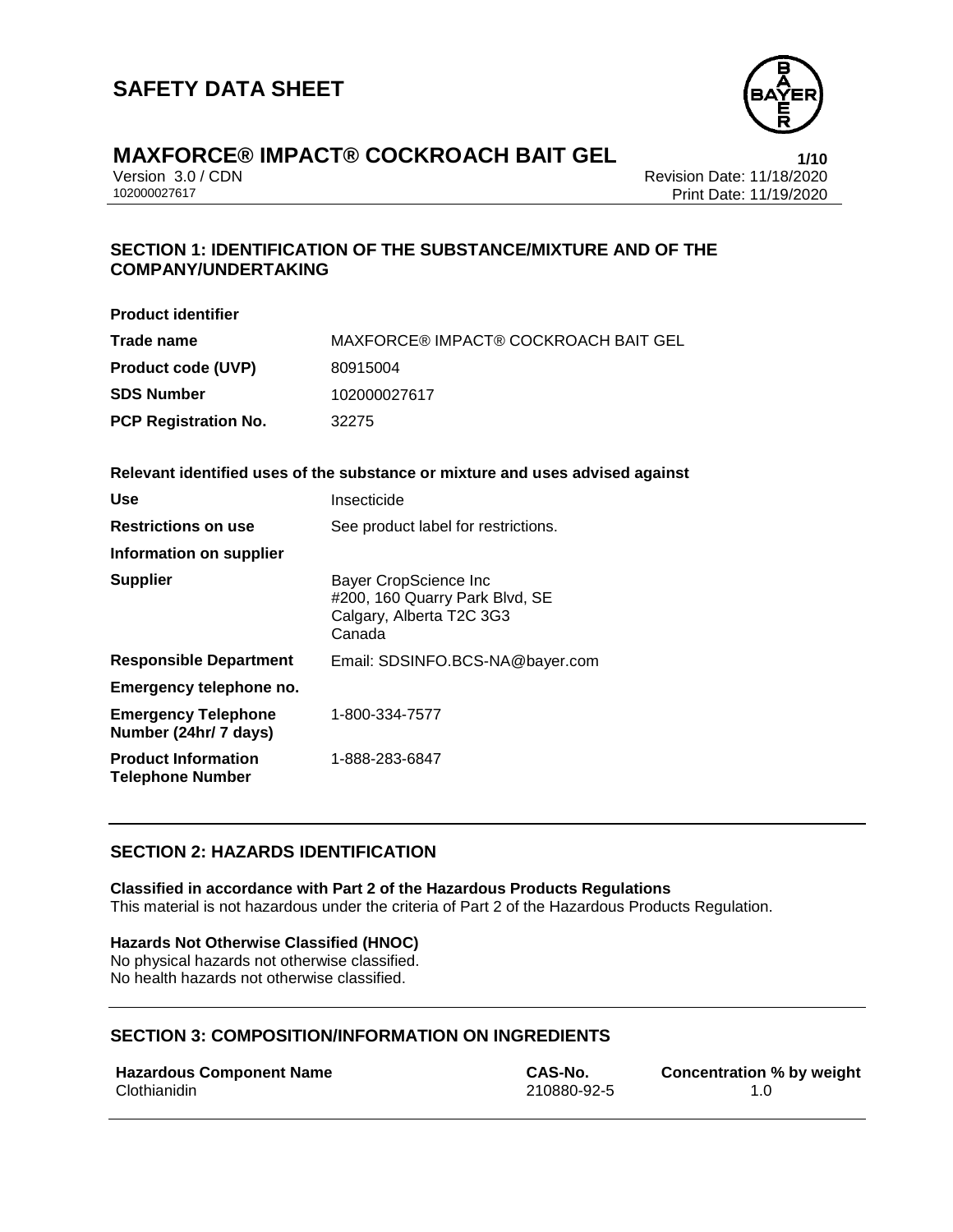# SAFETY DATA SHEET

# MAXFORCE® IMPACT® COCKROACH BAIT GEL

Version 3.0 / CDN
102000027617

Revision Date: 11/18/2020
Print Date: 11/19/2020

## SECTION 1: IDENTIFICATION OF THE SUBSTANCE/MIXTURE AND OF THE COMPANY/UNDERTAKING

**Product identifier**

| | |
|---|---|
| **Trade name** | MAXFORCE® IMPACT® COCKROACH BAIT GEL |
| **Product code (UVP)** | 80915004 |
| **SDS Number** | 102000027617 |
| **PCP Registration No.** | 32275 |

**Relevant identified uses of the substance or mixture and uses advised against**

| | |
|---|---|
| **Use** | Insecticide |
| **Restrictions on use** | See product label for restrictions. |

**Information on supplier**

| | |
|---|---|
| **Supplier** | Bayer CropScience Inc<br>#200, 160 Quarry Park Blvd, SE<br>Calgary, Alberta T2C 3G3<br>Canada |
| **Responsible Department** | Email: SDSINFO.BCS-NA@bayer.com |

**Emergency telephone no.**

| | |
|---|---|
| **Emergency Telephone Number (24hr/ 7 days)** | 1-800-334-7577 |
| **Product Information Telephone Number** | 1-888-283-6847 |

## SECTION 2: HAZARDS IDENTIFICATION

**Classified in accordance with Part 2 of the Hazardous Products Regulations**
This material is not hazardous under the criteria of Part 2 of the Hazardous Products Regulation.

**Hazards Not Otherwise Classified (HNOC)**
No physical hazards not otherwise classified.
No health hazards not otherwise classified.

## SECTION 3: COMPOSITION/INFORMATION ON INGREDIENTS

| Hazardous Component Name | CAS-No. | Concentration % by weight |
|---|---|---|
| Clothianidin | 210880-92-5 | 1.0 |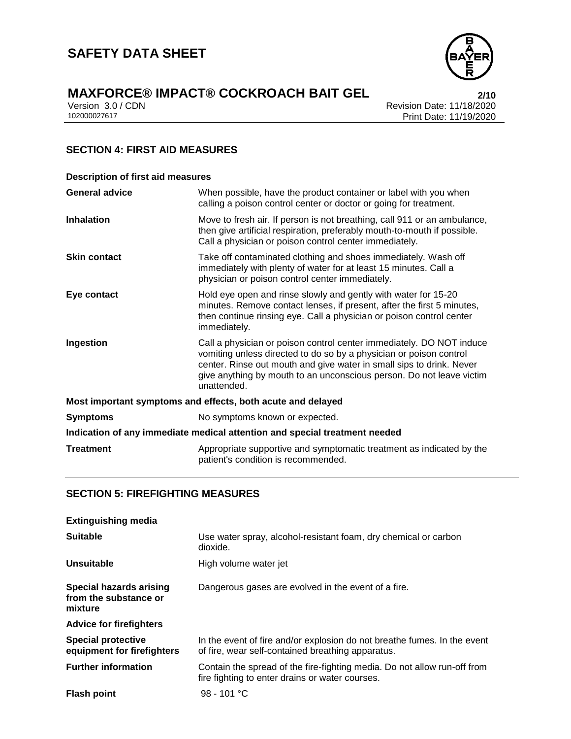## SECTION 4: FIRST AID MEASURES

**Description of first aid measures**

| | |
|---|---|
| **General advice** | When possible, have the product container or label with you when calling a poison control center or doctor or going for treatment. |
| **Inhalation** | Move to fresh air. If person is not breathing, call 911 or an ambulance, then give artificial respiration, preferably mouth-to-mouth if possible. Call a physician or poison control center immediately. |
| **Skin contact** | Take off contaminated clothing and shoes immediately. Wash off immediately with plenty of water for at least 15 minutes. Call a physician or poison control center immediately. |
| **Eye contact** | Hold eye open and rinse slowly and gently with water for 15-20 minutes. Remove contact lenses, if present, after the first 5 minutes, then continue rinsing eye. Call a physician or poison control center immediately. |
| **Ingestion** | Call a physician or poison control center immediately. DO NOT induce vomiting unless directed to do so by a physician or poison control center. Rinse out mouth and give water in small sips to drink. Never give anything by mouth to an unconscious person. Do not leave victim unattended. |

**Most important symptoms and effects, both acute and delayed**

| | |
|---|---|
| **Symptoms** | No symptoms known or expected. |

**Indication of any immediate medical attention and special treatment needed**

| | |
|---|---|
| **Treatment** | Appropriate supportive and symptomatic treatment as indicated by the patient's condition is recommended. |

## SECTION 5: FIREFIGHTING MEASURES

**Extinguishing media**

| | |
|---|---|
| **Suitable** | Use water spray, alcohol-resistant foam, dry chemical or carbon dioxide. |
| **Unsuitable** | High volume water jet |
| **Special hazards arising from the substance or mixture** | Dangerous gases are evolved in the event of a fire. |

**Advice for firefighters**

| | |
|---|---|
| **Special protective equipment for firefighters** | In the event of fire and/or explosion do not breathe fumes. In the event of fire, wear self-contained breathing apparatus. |
| **Further information** | Contain the spread of the fire-fighting media. Do not allow run-off from fire fighting to enter drains or water courses. |
| **Flash point** | 98 - 101 °C |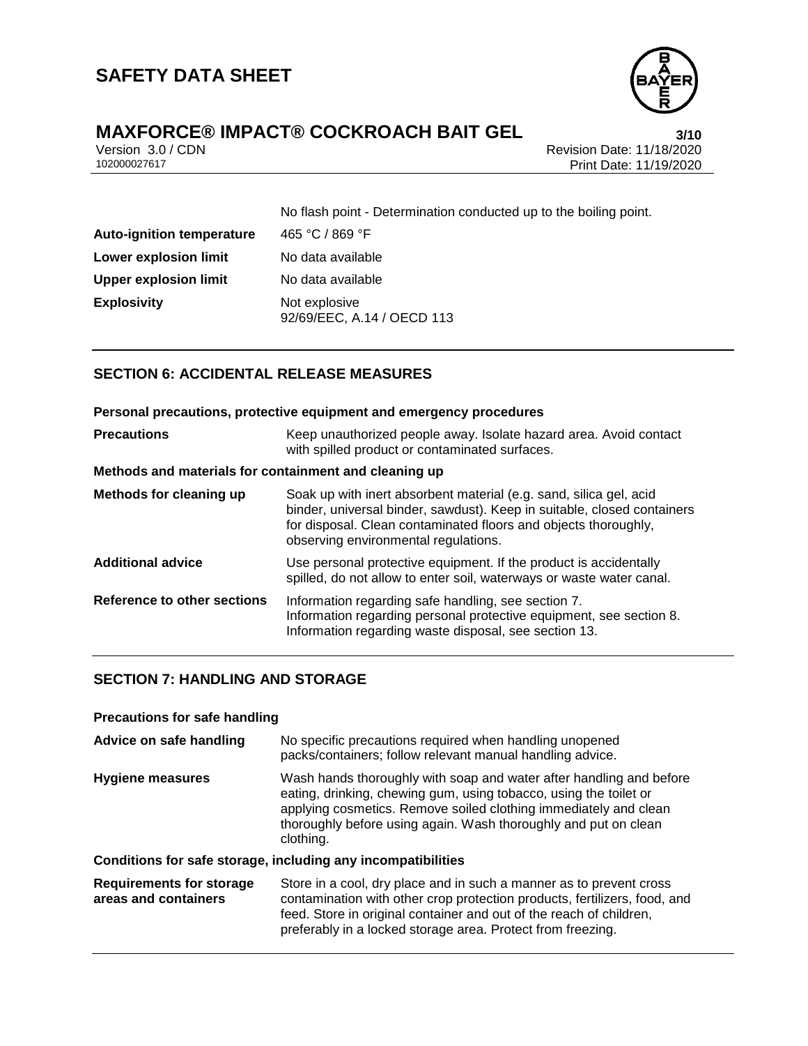| | |
|---|---|
| | No flash point - Determination conducted up to the boiling point. |
| **Auto-ignition temperature** | 465 °C / 869 °F |
| **Lower explosion limit** | No data available |
| **Upper explosion limit** | No data available |
| **Explosivity** | Not explosive<br>92/69/EEC, A.14 / OECD 113 |

## SECTION 6: ACCIDENTAL RELEASE MEASURES

**Personal precautions, protective equipment and emergency procedures**

| | |
|---|---|
| **Precautions** | Keep unauthorized people away. Isolate hazard area. Avoid contact with spilled product or contaminated surfaces. |

**Methods and materials for containment and cleaning up**

| | |
|---|---|
| **Methods for cleaning up** | Soak up with inert absorbent material (e.g. sand, silica gel, acid binder, universal binder, sawdust). Keep in suitable, closed containers for disposal. Clean contaminated floors and objects thoroughly, observing environmental regulations. |
| **Additional advice** | Use personal protective equipment. If the product is accidentally spilled, do not allow to enter soil, waterways or waste water canal. |
| **Reference to other sections** | Information regarding safe handling, see section 7.<br>Information regarding personal protective equipment, see section 8.<br>Information regarding waste disposal, see section 13. |

## SECTION 7: HANDLING AND STORAGE

**Precautions for safe handling**

| | |
|---|---|
| **Advice on safe handling** | No specific precautions required when handling unopened packs/containers; follow relevant manual handling advice. |
| **Hygiene measures** | Wash hands thoroughly with soap and water after handling and before eating, drinking, chewing gum, using tobacco, using the toilet or applying cosmetics. Remove soiled clothing immediately and clean thoroughly before using again. Wash thoroughly and put on clean clothing. |

**Conditions for safe storage, including any incompatibilities**

| | |
|---|---|
| **Requirements for storage areas and containers** | Store in a cool, dry place and in such a manner as to prevent cross contamination with other crop protection products, fertilizers, food, and feed. Store in original container and out of the reach of children, preferably in a locked storage area. Protect from freezing. |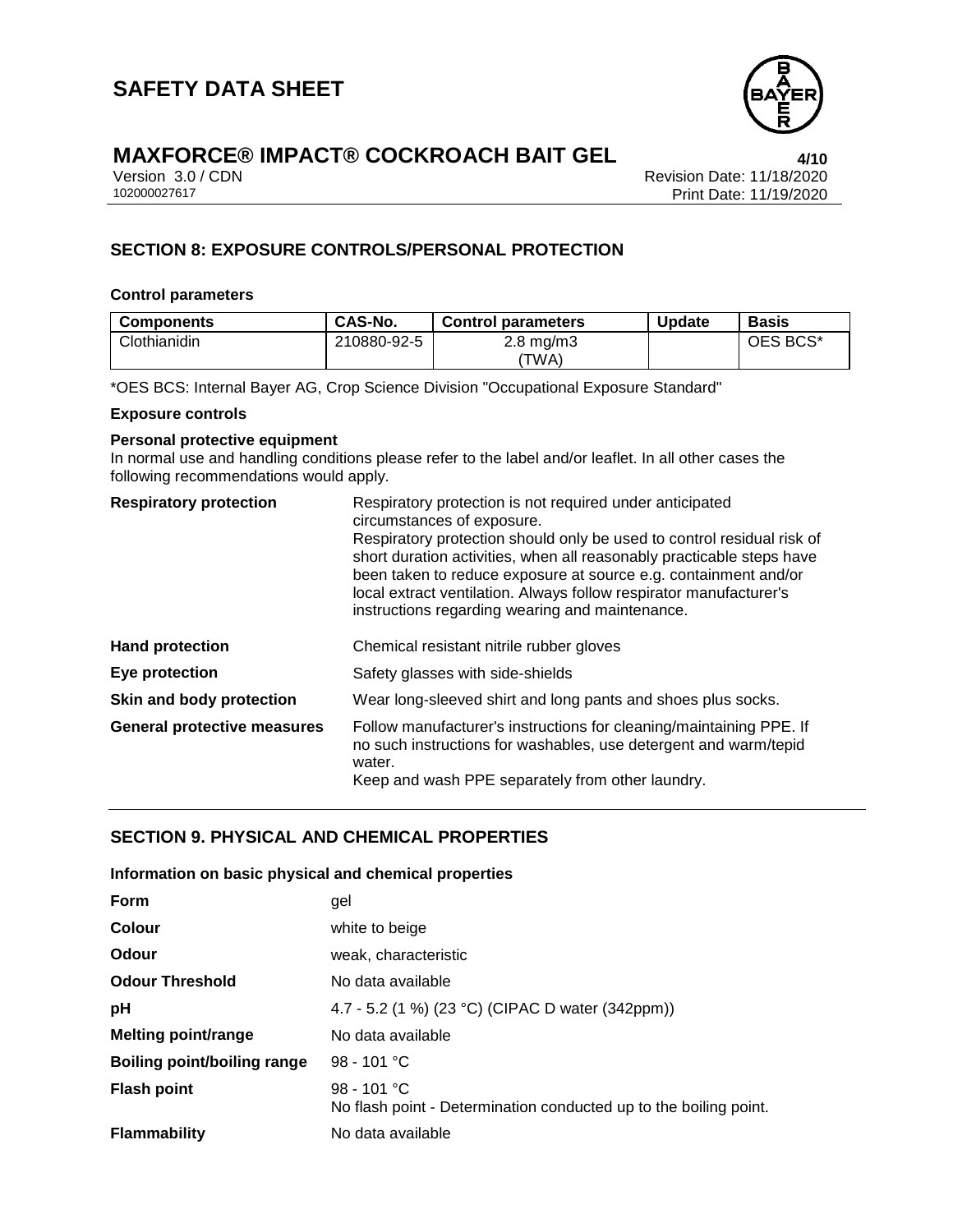## SECTION 8: EXPOSURE CONTROLS/PERSONAL PROTECTION

### Control parameters

| Components | CAS-No. | Control parameters | Update | Basis |
|---|---|---|---|---|
| Clothianidin | 210880-92-5 | 2.8 mg/m3 (TWA) | | OES BCS* |

*OES BCS: Internal Bayer AG, Crop Science Division "Occupational Exposure Standard"

### Exposure controls

**Personal protective equipment**

In normal use and handling conditions please refer to the label and/or leaflet. In all other cases the following recommendations would apply.

**Respiratory protection**
Respiratory protection is not required under anticipated circumstances of exposure.
Respiratory protection should only be used to control residual risk of short duration activities, when all reasonably practicable steps have been taken to reduce exposure at source e.g. containment and/or local extract ventilation. Always follow respirator manufacturer's instructions regarding wearing and maintenance.

**Hand protection**
Chemical resistant nitrile rubber gloves

**Eye protection**
Safety glasses with side-shields

**Skin and body protection**
Wear long-sleeved shirt and long pants and shoes plus socks.

**General protective measures**
Follow manufacturer's instructions for cleaning/maintaining PPE. If no such instructions for washables, use detergent and warm/tepid water.
Keep and wash PPE separately from other laundry.

## SECTION 9. PHYSICAL AND CHEMICAL PROPERTIES

### Information on basic physical and chemical properties

| | |
|---|---|
| **Form** | gel |
| **Colour** | white to beige |
| **Odour** | weak, characteristic |
| **Odour Threshold** | No data available |
| **pH** | 4.7 - 5.2 (1 %) (23 °C) (CIPAC D water (342ppm)) |
| **Melting point/range** | No data available |
| **Boiling point/boiling range** | 98 - 101 °C |
| **Flash point** | 98 - 101 °C<br>No flash point - Determination conducted up to the boiling point. |
| **Flammability** | No data available |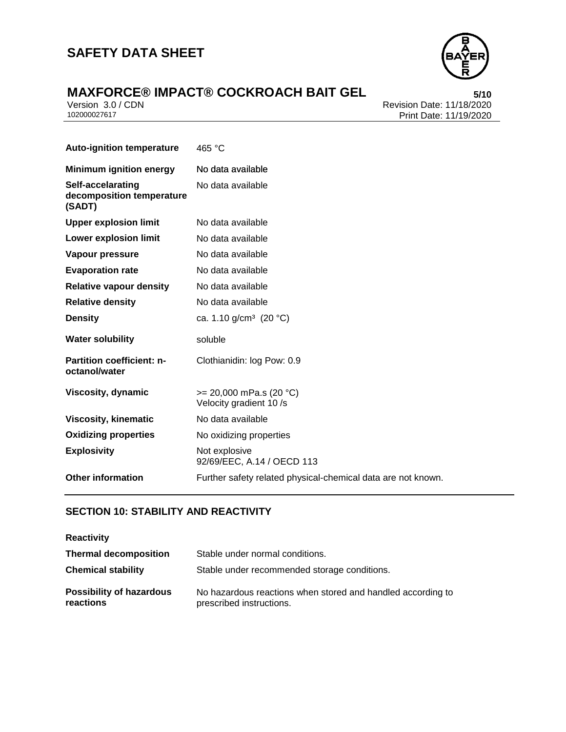| | |
|---|---|
| **Auto-ignition temperature** | 465 °C |
| **Minimum ignition energy** | No data available |
| **Self-accelarating decomposition temperature (SADT)** | No data available |
| **Upper explosion limit** | No data available |
| **Lower explosion limit** | No data available |
| **Vapour pressure** | No data available |
| **Evaporation rate** | No data available |
| **Relative vapour density** | No data available |
| **Relative density** | No data available |
| **Density** | ca. 1.10 g/cm³ (20 °C) |
| **Water solubility** | soluble |
| **Partition coefficient: n-octanol/water** | Clothianidin: log Pow: 0.9 |
| **Viscosity, dynamic** | >= 20,000 mPa.s (20 °C)<br>Velocity gradient 10 /s |
| **Viscosity, kinematic** | No data available |
| **Oxidizing properties** | No oxidizing properties |
| **Explosivity** | Not explosive<br>92/69/EEC, A.14 / OECD 113 |
| **Other information** | Further safety related physical-chemical data are not known. |

## SECTION 10: STABILITY AND REACTIVITY

**Reactivity**

| | |
|---|---|
| **Thermal decomposition** | Stable under normal conditions. |
| **Chemical stability** | Stable under recommended storage conditions. |
| **Possibility of hazardous reactions** | No hazardous reactions when stored and handled according to prescribed instructions. |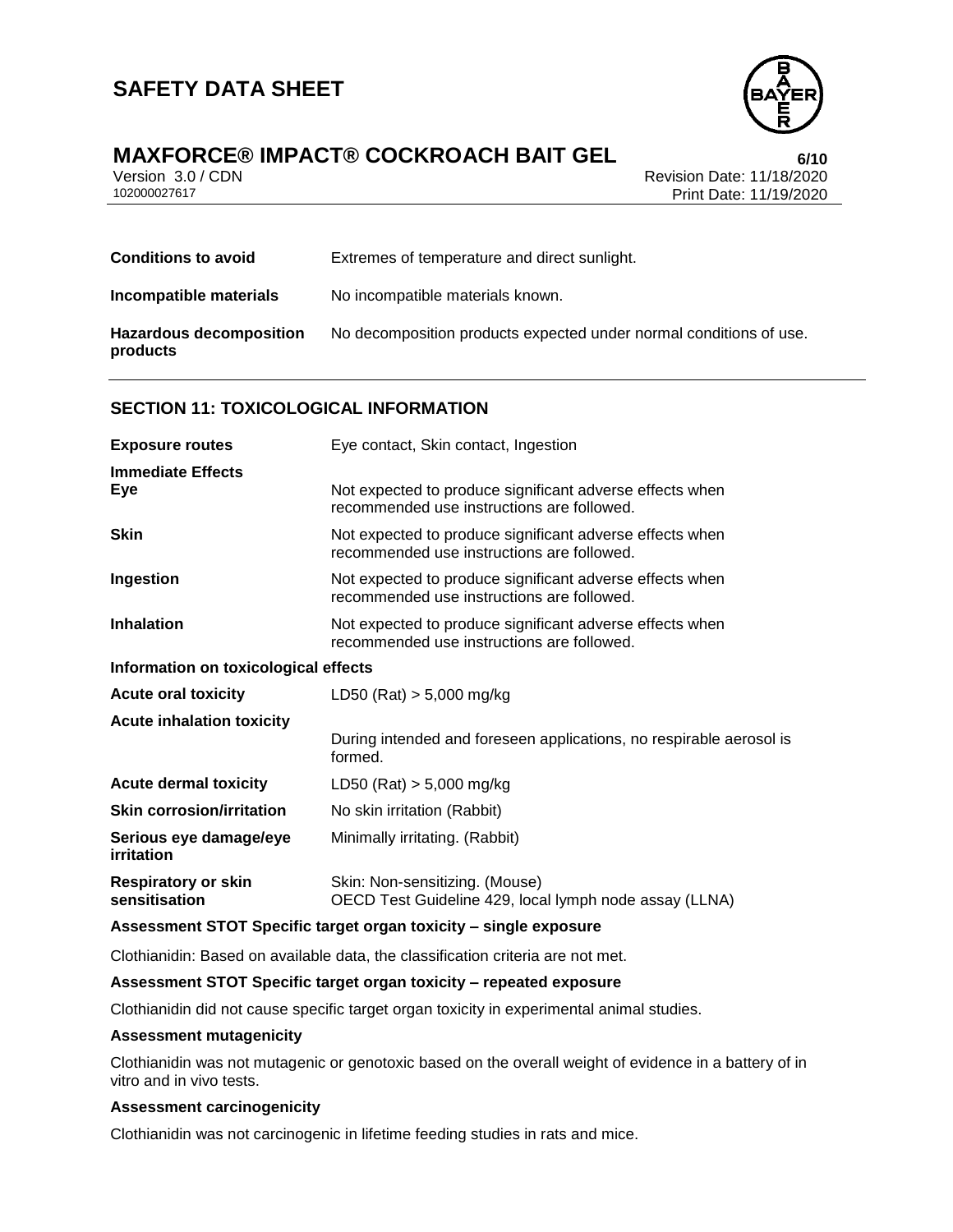| | |
|---|---|
| **Conditions to avoid** | Extremes of temperature and direct sunlight. |
| **Incompatible materials** | No incompatible materials known. |
| **Hazardous decomposition products** | No decomposition products expected under normal conditions of use. |

## SECTION 11: TOXICOLOGICAL INFORMATION

| | |
|---|---|
| **Exposure routes** | Eye contact, Skin contact, Ingestion |
| **Immediate Effects** | |
| **Eye** | Not expected to produce significant adverse effects when recommended use instructions are followed. |
| **Skin** | Not expected to produce significant adverse effects when recommended use instructions are followed. |
| **Ingestion** | Not expected to produce significant adverse effects when recommended use instructions are followed. |
| **Inhalation** | Not expected to produce significant adverse effects when recommended use instructions are followed. |

**Information on toxicological effects**

| | |
|---|---|
| **Acute oral toxicity** | LD50 (Rat) > 5,000 mg/kg |
| **Acute inhalation toxicity** | During intended and foreseen applications, no respirable aerosol is formed. |
| **Acute dermal toxicity** | LD50 (Rat) > 5,000 mg/kg |
| **Skin corrosion/irritation** | No skin irritation (Rabbit) |
| **Serious eye damage/eye irritation** | Minimally irritating. (Rabbit) |
| **Respiratory or skin sensitisation** | Skin: Non-sensitizing. (Mouse)<br>OECD Test Guideline 429, local lymph node assay (LLNA) |

**Assessment STOT Specific target organ toxicity – single exposure**

Clothianidin: Based on available data, the classification criteria are not met.

**Assessment STOT Specific target organ toxicity – repeated exposure**

Clothianidin did not cause specific target organ toxicity in experimental animal studies.

**Assessment mutagenicity**

Clothianidin was not mutagenic or genotoxic based on the overall weight of evidence in a battery of in vitro and in vivo tests.

**Assessment carcinogenicity**

Clothianidin was not carcinogenic in lifetime feeding studies in rats and mice.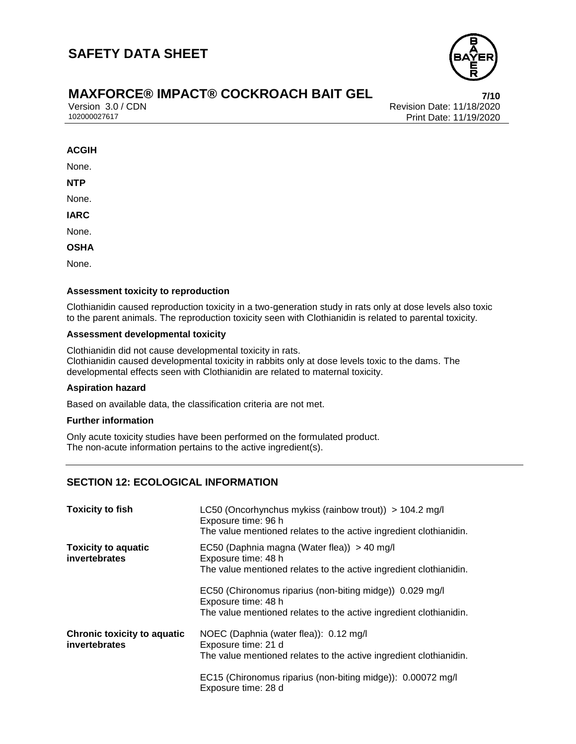**ACGIH**

None.

**NTP**

None.

**IARC**

None.

**OSHA**

None.

**Assessment toxicity to reproduction**

Clothianidin caused reproduction toxicity in a two-generation study in rats only at dose levels also toxic to the parent animals. The reproduction toxicity seen with Clothianidin is related to parental toxicity.

**Assessment developmental toxicity**

Clothianidin did not cause developmental toxicity in rats.
Clothianidin caused developmental toxicity in rabbits only at dose levels toxic to the dams. The developmental effects seen with Clothianidin are related to maternal toxicity.

**Aspiration hazard**

Based on available data, the classification criteria are not met.

**Further information**

Only acute toxicity studies have been performed on the formulated product.
The non-acute information pertains to the active ingredient(s).

## SECTION 12: ECOLOGICAL INFORMATION

| | |
|---|---|
| **Toxicity to fish** | LC50 (Oncorhynchus mykiss (rainbow trout)) > 104.2 mg/l<br>Exposure time: 96 h<br>The value mentioned relates to the active ingredient clothianidin. |
| **Toxicity to aquatic invertebrates** | EC50 (Daphnia magna (Water flea)) > 40 mg/l<br>Exposure time: 48 h<br>The value mentioned relates to the active ingredient clothianidin.<br><br>EC50 (Chironomus riparius (non-biting midge)) 0.029 mg/l<br>Exposure time: 48 h<br>The value mentioned relates to the active ingredient clothianidin. |
| **Chronic toxicity to aquatic invertebrates** | NOEC (Daphnia (water flea)): 0.12 mg/l<br>Exposure time: 21 d<br>The value mentioned relates to the active ingredient clothianidin.<br><br>EC15 (Chironomus riparius (non-biting midge)): 0.00072 mg/l<br>Exposure time: 28 d |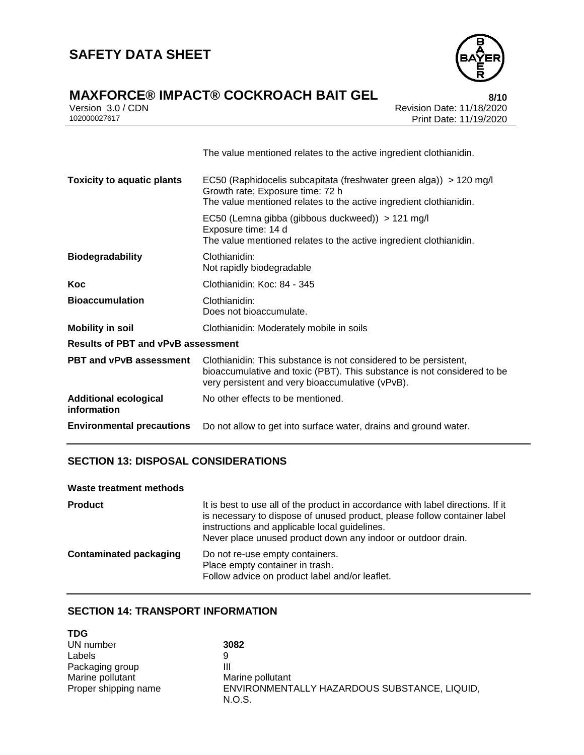The value mentioned relates to the active ingredient clothianidin.

| | |
|---|---|
| **Toxicity to aquatic plants** | EC50 (Raphidocelis subcapitata (freshwater green alga)) > 120 mg/l<br>Growth rate; Exposure time: 72 h<br>The value mentioned relates to the active ingredient clothianidin. |
| | EC50 (Lemna gibba (gibbous duckweed)) > 121 mg/l<br>Exposure time: 14 d<br>The value mentioned relates to the active ingredient clothianidin. |
| **Biodegradability** | Clothianidin:<br>Not rapidly biodegradable |
| **Koc** | Clothianidin: Koc: 84 - 345 |
| **Bioaccumulation** | Clothianidin:<br>Does not bioaccumulate. |
| **Mobility in soil** | Clothianidin: Moderately mobile in soils |

**Results of PBT and vPvB assessment**

| | |
|---|---|
| **PBT and vPvB assessment** | Clothianidin: This substance is not considered to be persistent, bioaccumulative and toxic (PBT). This substance is not considered to be very persistent and very bioaccumulative (vPvB). |
| **Additional ecological information** | No other effects to be mentioned. |
| **Environmental precautions** | Do not allow to get into surface water, drains and ground water. |

## SECTION 13: DISPOSAL CONSIDERATIONS

**Waste treatment methods**

| | |
|---|---|
| **Product** | It is best to use all of the product in accordance with label directions. If it is necessary to dispose of unused product, please follow container label instructions and applicable local guidelines.<br>Never place unused product down any indoor or outdoor drain. |
| **Contaminated packaging** | Do not re-use empty containers.<br>Place empty container in trash.<br>Follow advice on product label and/or leaflet. |

## SECTION 14: TRANSPORT INFORMATION

**TDG**

| | |
|---|---|
| UN number | **3082** |
| Labels | 9 |
| Packaging group | III |
| Marine pollutant | Marine pollutant |
| Proper shipping name | ENVIRONMENTALLY HAZARDOUS SUBSTANCE, LIQUID, N.O.S. |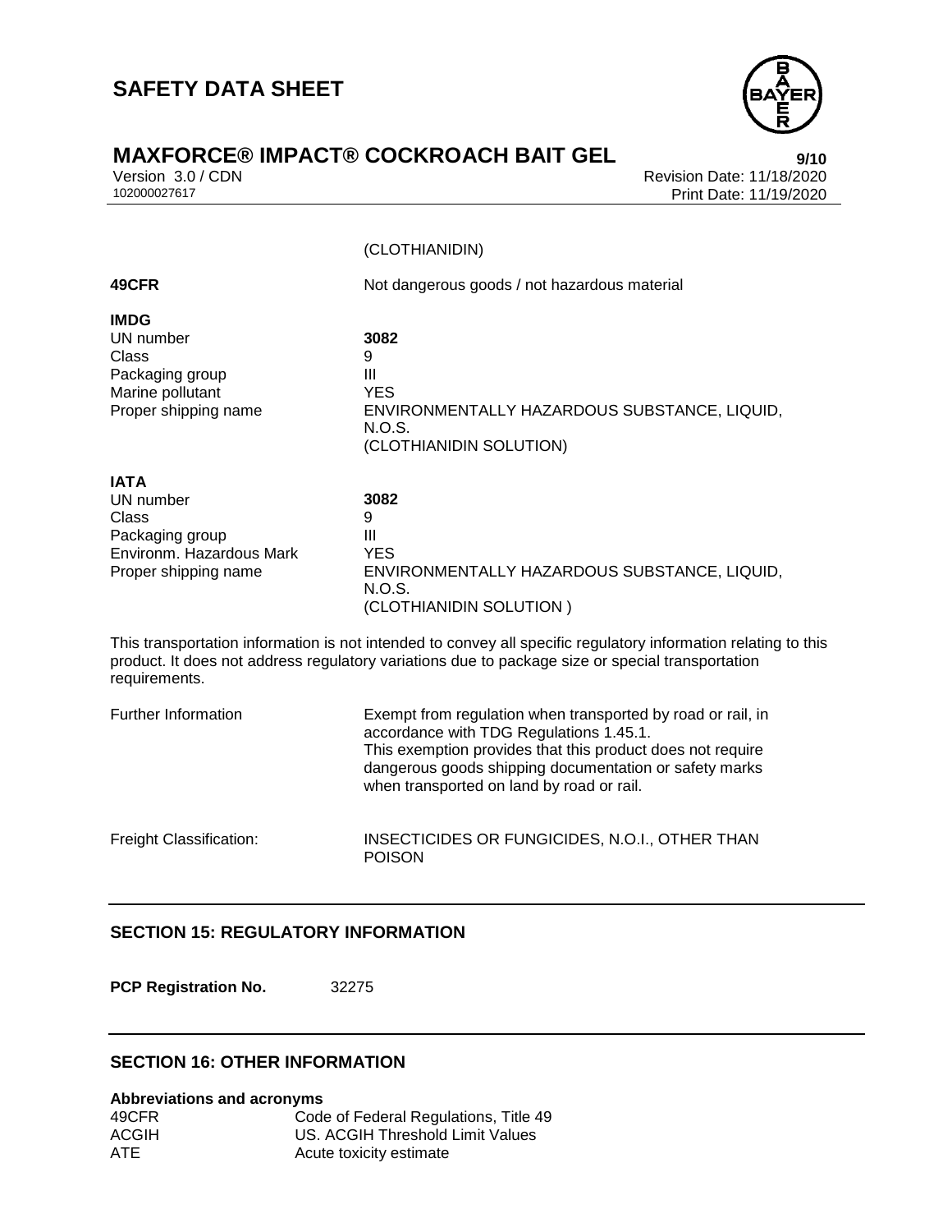(CLOTHIANIDIN)

| | |
|---|---|
| **49CFR** | Not dangerous goods / not hazardous material |

**IMDG**

| | |
|---|---|
| UN number | **3082** |
| Class | 9 |
| Packaging group | III |
| Marine pollutant | YES |
| Proper shipping name | ENVIRONMENTALLY HAZARDOUS SUBSTANCE, LIQUID, N.O.S. (CLOTHIANIDIN SOLUTION) |

**IATA**

| | |
|---|---|
| UN number | **3082** |
| Class | 9 |
| Packaging group | III |
| Environm. Hazardous Mark | YES |
| Proper shipping name | ENVIRONMENTALLY HAZARDOUS SUBSTANCE, LIQUID, N.O.S. (CLOTHIANIDIN SOLUTION ) |

This transportation information is not intended to convey all specific regulatory information relating to this product. It does not address regulatory variations due to package size or special transportation requirements.

| | |
|---|---|
| Further Information | Exempt from regulation when transported by road or rail, in accordance with TDG Regulations 1.45.1. This exemption provides that this product does not require dangerous goods shipping documentation or safety marks when transported on land by road or rail. |
| Freight Classification: | INSECTICIDES OR FUNGICIDES, N.O.I., OTHER THAN POISON |

## SECTION 15: REGULATORY INFORMATION

**PCP Registration No.** 32275

## SECTION 16: OTHER INFORMATION

**Abbreviations and acronyms**

| | |
|---|---|
| 49CFR | Code of Federal Regulations, Title 49 |
| ACGIH | US. ACGIH Threshold Limit Values |
| ATE | Acute toxicity estimate |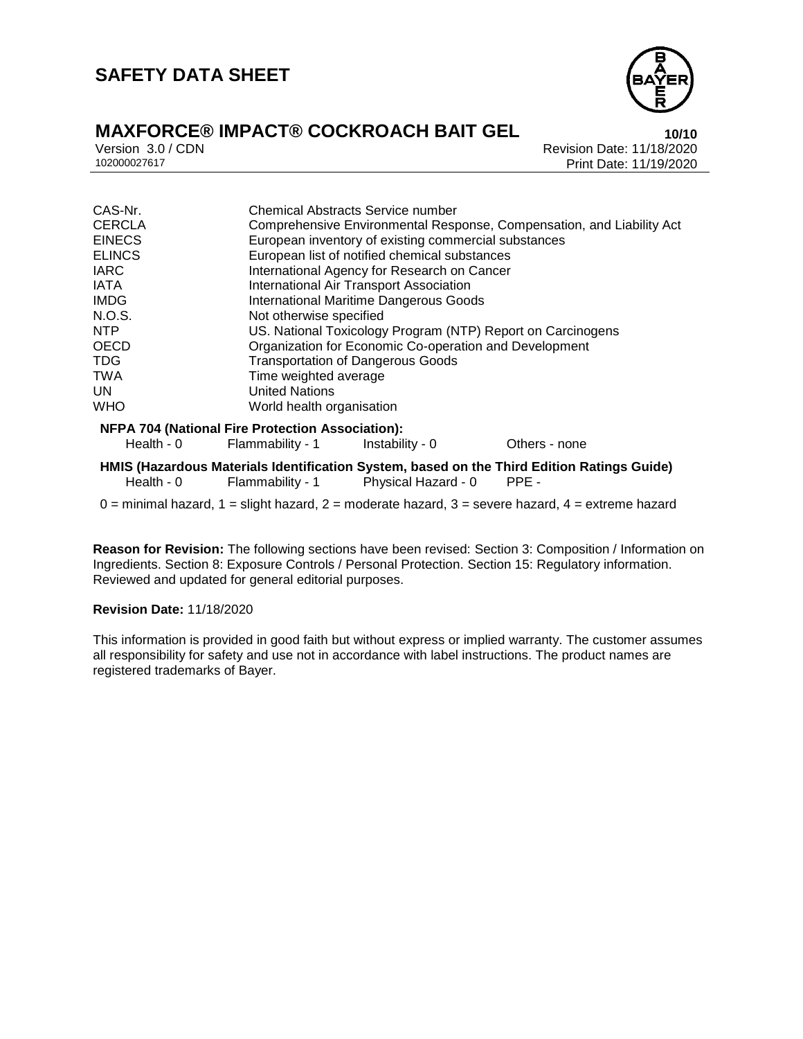| | |
|---|---|
| CAS-Nr. | Chemical Abstracts Service number |
| CERCLA | Comprehensive Environmental Response, Compensation, and Liability Act |
| EINECS | European inventory of existing commercial substances |
| ELINCS | European list of notified chemical substances |
| IARC | International Agency for Research on Cancer |
| IATA | International Air Transport Association |
| IMDG | International Maritime Dangerous Goods |
| N.O.S. | Not otherwise specified |
| NTP | US. National Toxicology Program (NTP) Report on Carcinogens |
| OECD | Organization for Economic Co-operation and Development |
| TDG | Transportation of Dangerous Goods |
| TWA | Time weighted average |
| UN | United Nations |
| WHO | World health organisation |

**NFPA 704 (National Fire Protection Association):**

| | | | |
|---|---|---|---|
| Health - 0 | Flammability - 1 | Instability - 0 | Others - none |

**HMIS (Hazardous Materials Identification System, based on the Third Edition Ratings Guide)**

| | | | |
|---|---|---|---|
| Health - 0 | Flammability - 1 | Physical Hazard - 0 | PPE - |

0 = minimal hazard, 1 = slight hazard, 2 = moderate hazard, 3 = severe hazard, 4 = extreme hazard

**Reason for Revision:** The following sections have been revised: Section 3: Composition / Information on Ingredients. Section 8: Exposure Controls / Personal Protection. Section 15: Regulatory information. Reviewed and updated for general editorial purposes.

**Revision Date:** 11/18/2020

This information is provided in good faith but without express or implied warranty. The customer assumes all responsibility for safety and use not in accordance with label instructions. The product names are registered trademarks of Bayer.